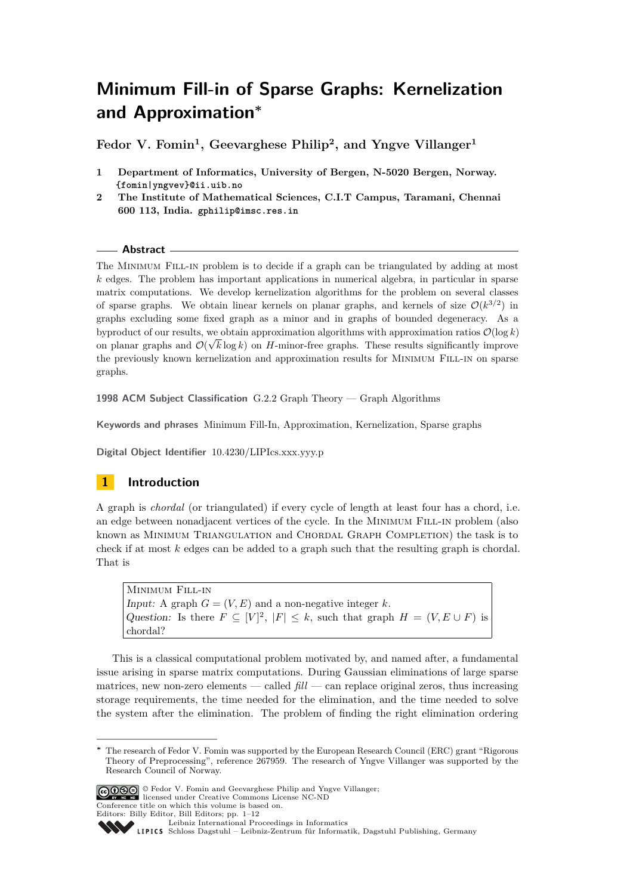# Minimum Fill-in of Sparse Graphs: Kernelization and Approximation*

**Fedor V. Fomin[1], Geevarghese Philip[2], and Yngve Villanger[1]**

1 **Department of Informatics, University of Bergen, N-5020 Bergen, Norway.** `{fomin|yngvev}@ii.uib.no`

2 **The Institute of Mathematical Sciences, C.I.T Campus, Taramani, Chennai 600 113, India.** `gphilip@imsc.res.in`

## Abstract

The Minimum Fill-in problem is to decide if a graph can be triangulated by adding at most $k$ edges. The problem has important applications in numerical algebra, in particular in sparse matrix computations. We develop kernelization algorithms for the problem on several classes of sparse graphs. We obtain linear kernels on planar graphs, and kernels of size $\mathcal{O}(k^{3/2})$ in graphs excluding some fixed graph as a minor and in graphs of bounded degeneracy. As a byproduct of our results, we obtain approximation algorithms with approximation ratios $\mathcal{O}(\log k)$ on planar graphs and $\mathcal{O}(\sqrt{k}\log k)$ on $H$-minor-free graphs. These results significantly improve the previously known kernelization and approximation results for Minimum Fill-in on sparse graphs.

**1998 ACM Subject Classification** G.2.2 Graph Theory — Graph Algorithms

**Keywords and phrases** Minimum Fill-In, Approximation, Kernelization, Sparse graphs

**Digital Object Identifier** 10.4230/LIPIcs.xxx.yyy.p

## 1 Introduction

A graph is *chordal* (or triangulated) if every cycle of length at least four has a chord, i.e. an edge between nonadjacent vertices of the cycle. In the Minimum Fill-in problem (also known as Minimum Triangulation and Chordal Graph Completion) the task is to check if at most $k$ edges can be added to a graph such that the resulting graph is chordal. That is

> Minimum Fill-in
> *Input:* A graph $G = (V, E)$ and a non-negative integer $k$.
> *Question:* Is there $F \subseteq [V]^2$, $|F| \leq k$, such that graph $H = (V, E \cup F)$ is chordal?

This is a classical computational problem motivated by, and named after, a fundamental issue arising in sparse matrix computations. During Gaussian eliminations of large sparse matrices, new non-zero elements — called *fill* — can replace original zeros, thus increasing storage requirements, the time needed for the elimination, and the time needed to solve the system after the elimination. The problem of finding the right elimination ordering

---

* The research of Fedor V. Fomin was supported by the European Research Council (ERC) grant "Rigorous Theory of Preprocessing", reference 267959. The research of Yngve Villanger was supported by the Research Council of Norway.

© Fedor V. Fomin and Geevarghese Philip and Yngve Villanger; licensed under Creative Commons License NC-ND
Conference title on which this volume is based on.
Editors: Billy Editor, Bill Editors; pp. 1–12
Leibniz International Proceedings in Informatics
Schloss Dagstuhl – Leibniz-Zentrum für Informatik, Dagstuhl Publishing, Germany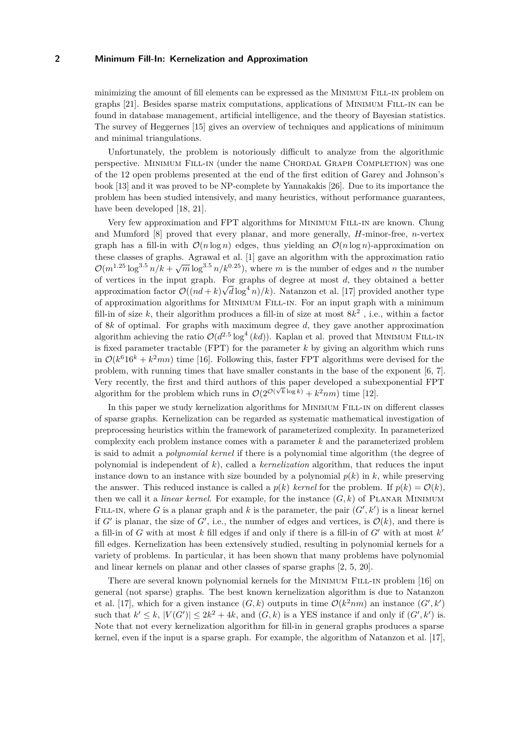minimizing the amount of fill elements can be expressed as the Minimum Fill-in problem on graphs [21]. Besides sparse matrix computations, applications of Minimum Fill-in can be found in database management, artificial intelligence, and the theory of Bayesian statistics. The survey of Heggernes [15] gives an overview of techniques and applications of minimum and minimal triangulations.

Unfortunately, the problem is notoriously difficult to analyze from the algorithmic perspective. Minimum Fill-in (under the name Chordal Graph Completion) was one of the 12 open problems presented at the end of the first edition of Garey and Johnson's book [13] and it was proved to be NP-complete by Yannakakis [26]. Due to its importance the problem has been studied intensively, and many heuristics, without performance guarantees, have been developed [18, 21].

Very few approximation and FPT algorithms for Minimum Fill-in are known. Chung and Mumford [8] proved that every planar, and more generally, $H$-minor-free, $n$-vertex graph has a fill-in with $\mathcal{O}(n \log n)$ edges, thus yielding an $\mathcal{O}(n \log n)$-approximation on these classes of graphs. Agrawal et al. [1] gave an algorithm with the approximation ratio $\mathcal{O}(m^{1.25} \log^{3.5} n/k + \sqrt{m} \log^{3.5} n/k^{0.25})$, where $m$ is the number of edges and $n$ the number of vertices in the input graph. For graphs of degree at most $d$, they obtained a better approximation factor $\mathcal{O}((nd + k)\sqrt{d} \log^4 n)/k)$. Natanzon et al. [17] provided another type of approximation algorithms for Minimum Fill-in. For an input graph with a minimum fill-in of size $k$, their algorithm produces a fill-in of size at most $8k^2$ , i.e., within a factor of $8k$ of optimal. For graphs with maximum degree $d$, they gave another approximation algorithm achieving the ratio $\mathcal{O}(d^{2.5} \log^4 (kd))$. Kaplan et al. proved that Minimum Fill-in is fixed parameter tractable (FPT) for the parameter $k$ by giving an algorithm which runs in $\mathcal{O}(k^6 16^k + k^2 mn)$ time [16]. Following this, faster FPT algorithms were devised for the problem, with running times that have smaller constants in the base of the exponent [6, 7]. Very recently, the first and third authors of this paper developed a subexponential FPT algorithm for the problem which runs in $\mathcal{O}(2^{\mathcal{O}(\sqrt{k} \log k)} + k^2 nm)$ time [12].

In this paper we study kernelization algorithms for Minimum Fill-in on different classes of sparse graphs. Kernelization can be regarded as systematic mathematical investigation of preprocessing heuristics within the framework of parameterized complexity. In parameterized complexity each problem instance comes with a parameter $k$ and the parameterized problem is said to admit a *polynomial kernel* if there is a polynomial time algorithm (the degree of polynomial is independent of $k$), called a *kernelization* algorithm, that reduces the input instance down to an instance with size bounded by a polynomial $p(k)$ in $k$, while preserving the answer. This reduced instance is called a $p(k)$ *kernel* for the problem. If $p(k) = \mathcal{O}(k)$, then we call it a *linear kernel*. For example, for the instance $(G, k)$ of Planar Minimum Fill-in, where $G$ is a planar graph and $k$ is the parameter, the pair $(G', k')$ is a linear kernel if $G'$ is planar, the size of $G'$, i.e., the number of edges and vertices, is $\mathcal{O}(k)$, and there is a fill-in of $G$ with at most $k$ fill edges if and only if there is a fill-in of $G'$ with at most $k'$ fill edges. Kernelization has been extensively studied, resulting in polynomial kernels for a variety of problems. In particular, it has been shown that many problems have polynomial and linear kernels on planar and other classes of sparse graphs [2, 5, 20].

There are several known polynomial kernels for the Minimum Fill-in problem [16] on general (not sparse) graphs. The best known kernelization algorithm is due to Natanzon et al. [17], which for a given instance $(G, k)$ outputs in time $\mathcal{O}(k^2 nm)$ an instance $(G', k')$ such that $k' \leq k$, $|V(G')| \leq 2k^2 + 4k$, and $(G, k)$ is a YES instance if and only if $(G', k')$ is. Note that not every kernelization algorithm for fill-in in general graphs produces a sparse kernel, even if the input is a sparse graph. For example, the algorithm of Natanzon et al. [17],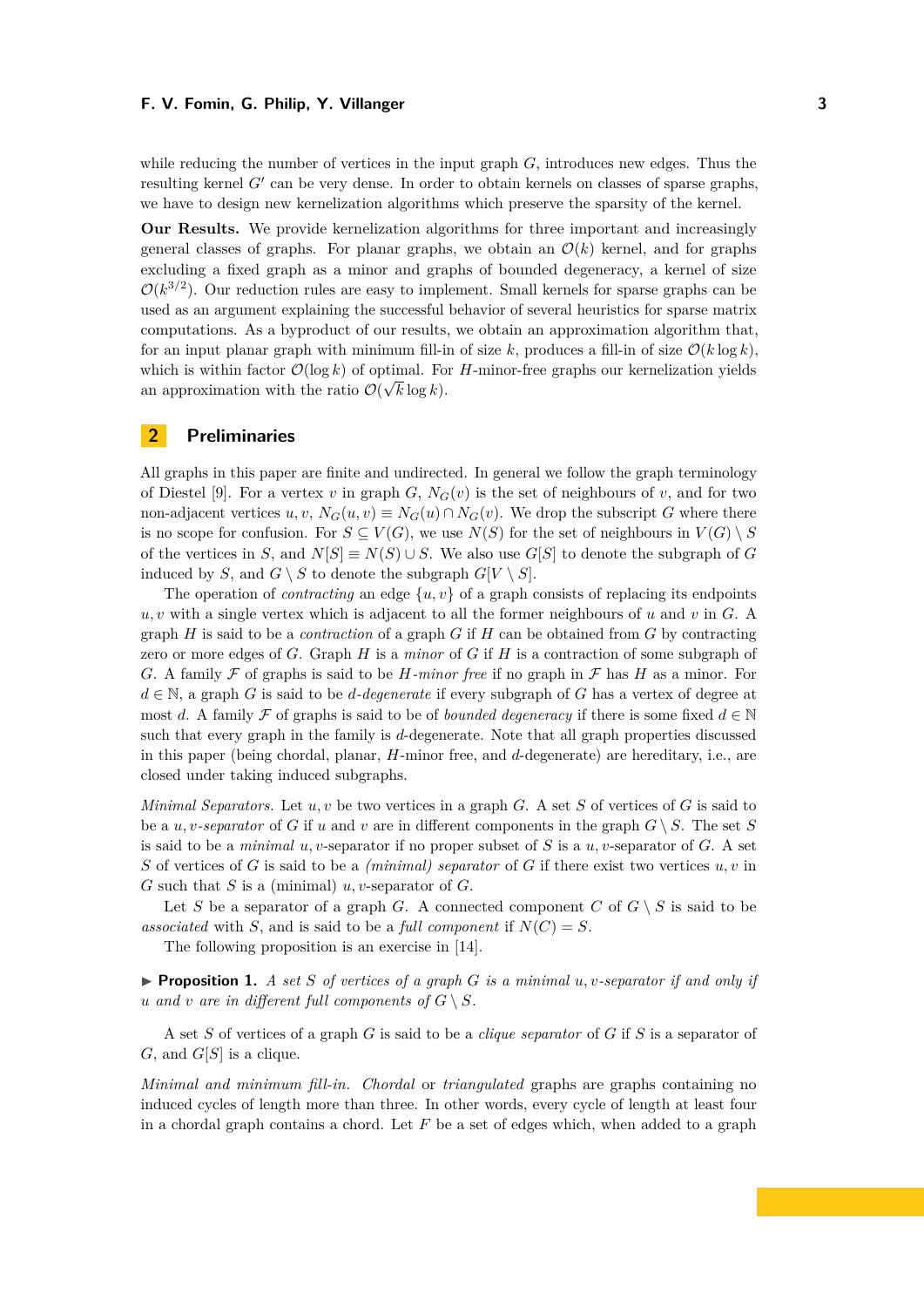while reducing the number of vertices in the input graph $G$, introduces new edges. Thus the resulting kernel $G'$ can be very dense. In order to obtain kernels on classes of sparse graphs, we have to design new kernelization algorithms which preserve the sparsity of the kernel.

**Our Results.** We provide kernelization algorithms for three important and increasingly general classes of graphs. For planar graphs, we obtain an $\mathcal{O}(k)$ kernel, and for graphs excluding a fixed graph as a minor and graphs of bounded degeneracy, a kernel of size $\mathcal{O}(k^{3/2})$. Our reduction rules are easy to implement. Small kernels for sparse graphs can be used as an argument explaining the successful behavior of several heuristics for sparse matrix computations. As a byproduct of our results, we obtain an approximation algorithm that, for an input planar graph with minimum fill-in of size $k$, produces a fill-in of size $\mathcal{O}(k \log k)$, which is within factor $\mathcal{O}(\log k)$ of optimal. For $H$-minor-free graphs our kernelization yields an approximation with the ratio $\mathcal{O}(\sqrt{k} \log k)$.

## 2 Preliminaries

All graphs in this paper are finite and undirected. In general we follow the graph terminology of Diestel [9]. For a vertex $v$ in graph $G$, $N_G(v)$ is the set of neighbours of $v$, and for two non-adjacent vertices $u, v$, $N_G(u, v) \equiv N_G(u) \cap N_G(v)$. We drop the subscript $G$ where there is no scope for confusion. For $S \subseteq V(G)$, we use $N(S)$ for the set of neighbours in $V(G) \setminus S$ of the vertices in $S$, and $N[S] \equiv N(S) \cup S$. We also use $G[S]$ to denote the subgraph of $G$ induced by $S$, and $G \setminus S$ to denote the subgraph $G[V \setminus S]$.

The operation of *contracting* an edge $\{u, v\}$ of a graph consists of replacing its endpoints $u, v$ with a single vertex which is adjacent to all the former neighbours of $u$ and $v$ in $G$. A graph $H$ is said to be a *contraction* of a graph $G$ if $H$ can be obtained from $G$ by contracting zero or more edges of $G$. Graph $H$ is a *minor* of $G$ if $H$ is a contraction of some subgraph of $G$. A family $\mathcal{F}$ of graphs is said to be *$H$-minor free* if no graph in $\mathcal{F}$ has $H$ as a minor. For $d \in \mathbb{N}$, a graph $G$ is said to be *$d$-degenerate* if every subgraph of $G$ has a vertex of degree at most $d$. A family $\mathcal{F}$ of graphs is said to be of *bounded degeneracy* if there is some fixed $d \in \mathbb{N}$ such that every graph in the family is $d$-degenerate. Note that all graph properties discussed in this paper (being chordal, planar, $H$-minor free, and $d$-degenerate) are hereditary, i.e., are closed under taking induced subgraphs.

*Minimal Separators.* Let $u, v$ be two vertices in a graph $G$. A set $S$ of vertices of $G$ is said to be a *$u, v$-separator* of $G$ if $u$ and $v$ are in different components in the graph $G \setminus S$. The set $S$ is said to be a *minimal* $u, v$-separator if no proper subset of $S$ is a $u, v$-separator of $G$. A set $S$ of vertices of $G$ is said to be a *(minimal) separator* of $G$ if there exist two vertices $u, v$ in $G$ such that $S$ is a (minimal) $u, v$-separator of $G$.

Let $S$ be a separator of a graph $G$. A connected component $C$ of $G \setminus S$ is said to be *associated* with $S$, and is said to be a *full component* if $N(C) = S$.

The following proposition is an exercise in [14].

▶ **Proposition 1.** *A set $S$ of vertices of a graph $G$ is a minimal $u, v$-separator if and only if $u$ and $v$ are in different full components of $G \setminus S$.*

A set $S$ of vertices of a graph $G$ is said to be a *clique separator* of $G$ if $S$ is a separator of $G$, and $G[S]$ is a clique.

*Minimal and minimum fill-in.* *Chordal* or *triangulated* graphs are graphs containing no induced cycles of length more than three. In other words, every cycle of length at least four in a chordal graph contains a chord. Let $F$ be a set of edges which, when added to a graph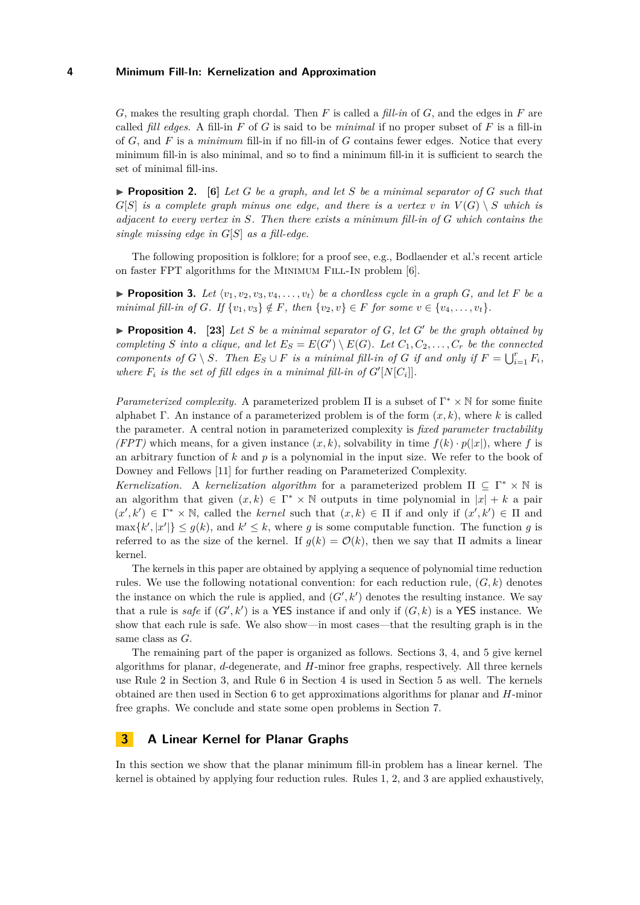$G$, makes the resulting graph chordal. Then $F$ is called a *fill-in* of $G$, and the edges in $F$ are called *fill edges*. A fill-in $F$ of $G$ is said to be *minimal* if no proper subset of $F$ is a fill-in of $G$, and $F$ is a *minimum* fill-in if no fill-in of $G$ contains fewer edges. Notice that every minimum fill-in is also minimal, and so to find a minimum fill-in it is sufficient to search the set of minimal fill-ins.

▶ **Proposition 2.** **[6]** *Let $G$ be a graph, and let $S$ be a minimal separator of $G$ such that $G[S]$ is a complete graph minus one edge, and there is a vertex $v$ in $V(G) \setminus S$ which is adjacent to every vertex in $S$. Then there exists a minimum fill-in of $G$ which contains the single missing edge in $G[S]$ as a fill-edge.*

The following proposition is folklore; for a proof see, e.g., Bodlaender et al.'s recent article on faster FPT algorithms for the Minimum Fill-In problem [6].

▶ **Proposition 3.** *Let $\langle v_1, v_2, v_3, v_4, \ldots, v_t \rangle$ be a chordless cycle in a graph $G$, and let $F$ be a minimal fill-in of $G$. If $\{v_1, v_3\} \notin F$, then $\{v_2, v\} \in F$ for some $v \in \{v_4, \ldots, v_t\}$.*

▶ **Proposition 4.** **[23]** *Let $S$ be a minimal separator of $G$, let $G'$ be the graph obtained by completing $S$ into a clique, and let $E_S = E(G') \setminus E(G)$. Let $C_1, C_2, \ldots, C_r$ be the connected components of $G \setminus S$. Then $E_S \cup F$ is a minimal fill-in of $G$ if and only if $F = \bigcup_{i=1}^{r} F_i$, where $F_i$ is the set of fill edges in a minimal fill-in of $G'[N[C_i]]$.*

*Parameterized complexity.* A parameterized problem $\Pi$ is a subset of $\Gamma^* \times \mathbb{N}$ for some finite alphabet $\Gamma$. An instance of a parameterized problem is of the form $(x, k)$, where $k$ is called the parameter. A central notion in parameterized complexity is *fixed parameter tractability (FPT)* which means, for a given instance $(x, k)$, solvability in time $f(k) \cdot p(|x|)$, where $f$ is an arbitrary function of $k$ and $p$ is a polynomial in the input size. We refer to the book of Downey and Fellows [11] for further reading on Parameterized Complexity.

*Kernelization.* A *kernelization algorithm* for a parameterized problem $\Pi \subseteq \Gamma^* \times \mathbb{N}$ is an algorithm that given $(x, k) \in \Gamma^* \times \mathbb{N}$ outputs in time polynomial in $|x| + k$ a pair $(x', k') \in \Gamma^* \times \mathbb{N}$, called the *kernel* such that $(x, k) \in \Pi$ if and only if $(x', k') \in \Pi$ and $\max\{k', |x'|\} \leq g(k)$, and $k' \leq k$, where $g$ is some computable function. The function $g$ is referred to as the size of the kernel. If $g(k) = \mathcal{O}(k)$, then we say that $\Pi$ admits a linear kernel.

The kernels in this paper are obtained by applying a sequence of polynomial time reduction rules. We use the following notational convention: for each reduction rule, $(G, k)$ denotes the instance on which the rule is applied, and $(G', k')$ denotes the resulting instance. We say that a rule is *safe* if $(G', k')$ is a YES instance if and only if $(G, k)$ is a YES instance. We show that each rule is safe. We also show—in most cases—that the resulting graph is in the same class as $G$.

The remaining part of the paper is organized as follows. Sections 3, 4, and 5 give kernel algorithms for planar, $d$-degenerate, and $H$-minor free graphs, respectively. All three kernels use Rule 2 in Section 3, and Rule 6 in Section 4 is used in Section 5 as well. The kernels obtained are then used in Section 6 to get approximations algorithms for planar and $H$-minor free graphs. We conclude and state some open problems in Section 7.

## 3 A Linear Kernel for Planar Graphs

In this section we show that the planar minimum fill-in problem has a linear kernel. The kernel is obtained by applying four reduction rules. Rules 1, 2, and 3 are applied exhaustively,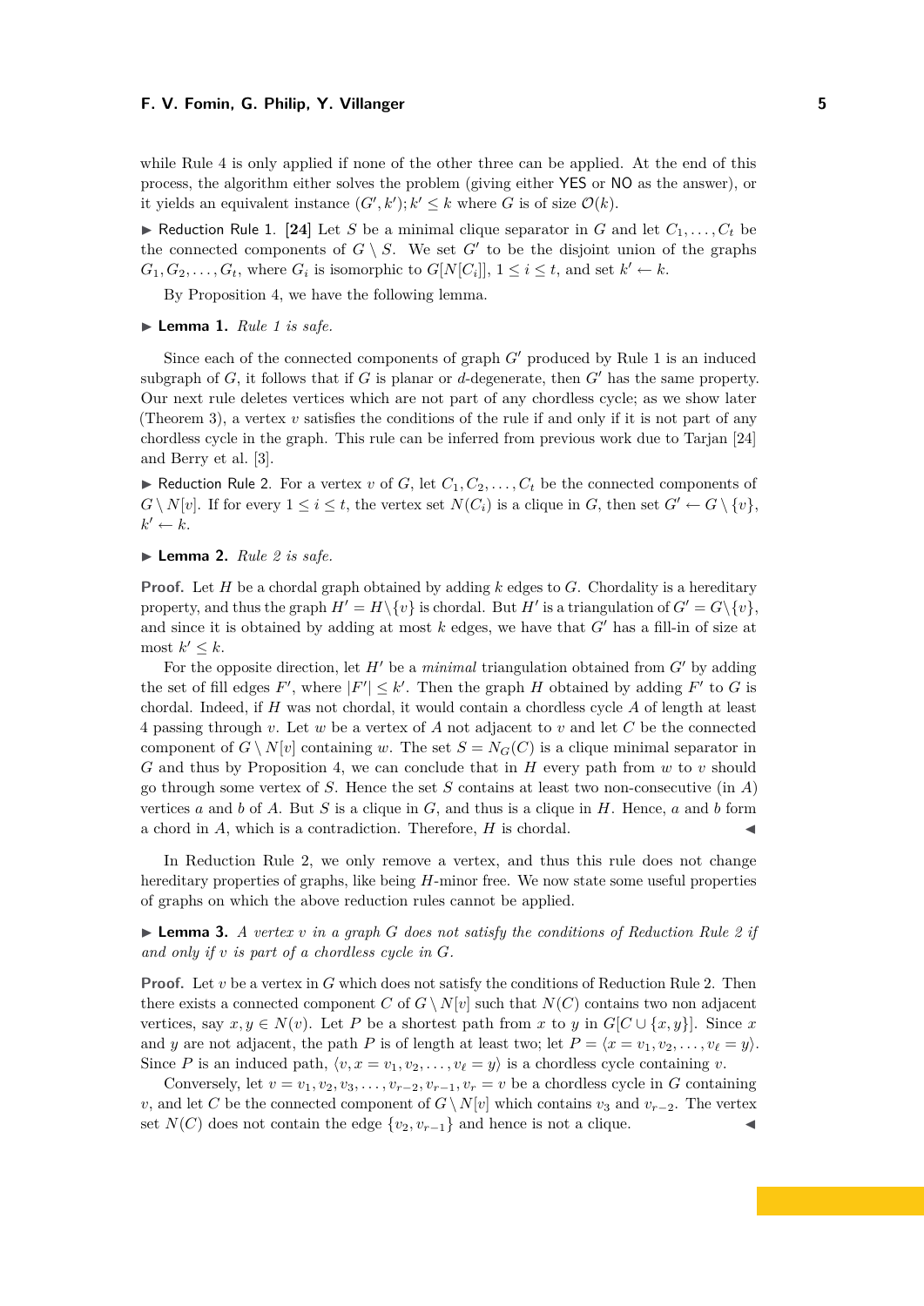while Rule 4 is only applied if none of the other three can be applied. At the end of this process, the algorithm either solves the problem (giving either YES or NO as the answer), or it yields an equivalent instance $(G', k'); k' \leq k$ where $G$ is of size $\mathcal{O}(k)$.

▶ Reduction Rule 1. **[24]** Let $S$ be a minimal clique separator in $G$ and let $C_1, \ldots, C_t$ be the connected components of $G \setminus S$. We set $G'$ to be the disjoint union of the graphs $G_1, G_2, \ldots, G_t$, where $G_i$ is isomorphic to $G[N[C_i]]$, $1 \leq i \leq t$, and set $k' \leftarrow k$.

By Proposition 4, we have the following lemma.

▶ **Lemma 1.** *Rule 1 is safe.*

Since each of the connected components of graph $G'$ produced by Rule 1 is an induced subgraph of $G$, it follows that if $G$ is planar or $d$-degenerate, then $G'$ has the same property. Our next rule deletes vertices which are not part of any chordless cycle; as we show later (Theorem 3), a vertex $v$ satisfies the conditions of the rule if and only if it is not part of any chordless cycle in the graph. This rule can be inferred from previous work due to Tarjan [24] and Berry et al. [3].

▶ Reduction Rule 2. For a vertex $v$ of $G$, let $C_1, C_2, \ldots, C_t$ be the connected components of $G \setminus N[v]$. If for every $1 \leq i \leq t$, the vertex set $N(C_i)$ is a clique in $G$, then set $G' \leftarrow G \setminus \{v\}$, $k' \leftarrow k$.

▶ **Lemma 2.** *Rule 2 is safe.*

**Proof.** Let $H$ be a chordal graph obtained by adding $k$ edges to $G$. Chordality is a hereditary property, and thus the graph $H' = H \setminus \{v\}$ is chordal. But $H'$ is a triangulation of $G' = G \setminus \{v\}$, and since it is obtained by adding at most $k$ edges, we have that $G'$ has a fill-in of size at most $k' \leq k$.

For the opposite direction, let $H'$ be a *minimal* triangulation obtained from $G'$ by adding the set of fill edges $F'$, where $|F'| \leq k'$. Then the graph $H$ obtained by adding $F'$ to $G$ is chordal. Indeed, if $H$ was not chordal, it would contain a chordless cycle $A$ of length at least 4 passing through $v$. Let $w$ be a vertex of $A$ not adjacent to $v$ and let $C$ be the connected component of $G \setminus N[v]$ containing $w$. The set $S = N_G(C)$ is a clique minimal separator in $G$ and thus by Proposition 4, we can conclude that in $H$ every path from $w$ to $v$ should go through some vertex of $S$. Hence the set $S$ contains at least two non-consecutive (in $A$) vertices $a$ and $b$ of $A$. But $S$ is a clique in $G$, and thus is a clique in $H$. Hence, $a$ and $b$ form a chord in $A$, which is a contradiction. Therefore, $H$ is chordal. ◀

In Reduction Rule 2, we only remove a vertex, and thus this rule does not change hereditary properties of graphs, like being $H$-minor free. We now state some useful properties of graphs on which the above reduction rules cannot be applied.

▶ **Lemma 3.** *A vertex $v$ in a graph $G$ does not satisfy the conditions of Reduction Rule 2 if and only if $v$ is part of a chordless cycle in $G$.*

**Proof.** Let $v$ be a vertex in $G$ which does not satisfy the conditions of Reduction Rule 2. Then there exists a connected component $C$ of $G \setminus N[v]$ such that $N(C)$ contains two non adjacent vertices, say $x, y \in N(v)$. Let $P$ be a shortest path from $x$ to $y$ in $G[C \cup \{x, y\}]$. Since $x$ and $y$ are not adjacent, the path $P$ is of length at least two; let $P = \langle x = v_1, v_2, \ldots, v_\ell = y \rangle$. Since $P$ is an induced path, $\langle v, x = v_1, v_2, \ldots, v_\ell = y \rangle$ is a chordless cycle containing $v$.

Conversely, let $v = v_1, v_2, v_3, \ldots, v_{r-2}, v_{r-1}, v_r = v$ be a chordless cycle in $G$ containing $v$, and let $C$ be the connected component of $G \setminus N[v]$ which contains $v_3$ and $v_{r-2}$. The vertex set $N(C)$ does not contain the edge $\{v_2, v_{r-1}\}$ and hence is not a clique. ◀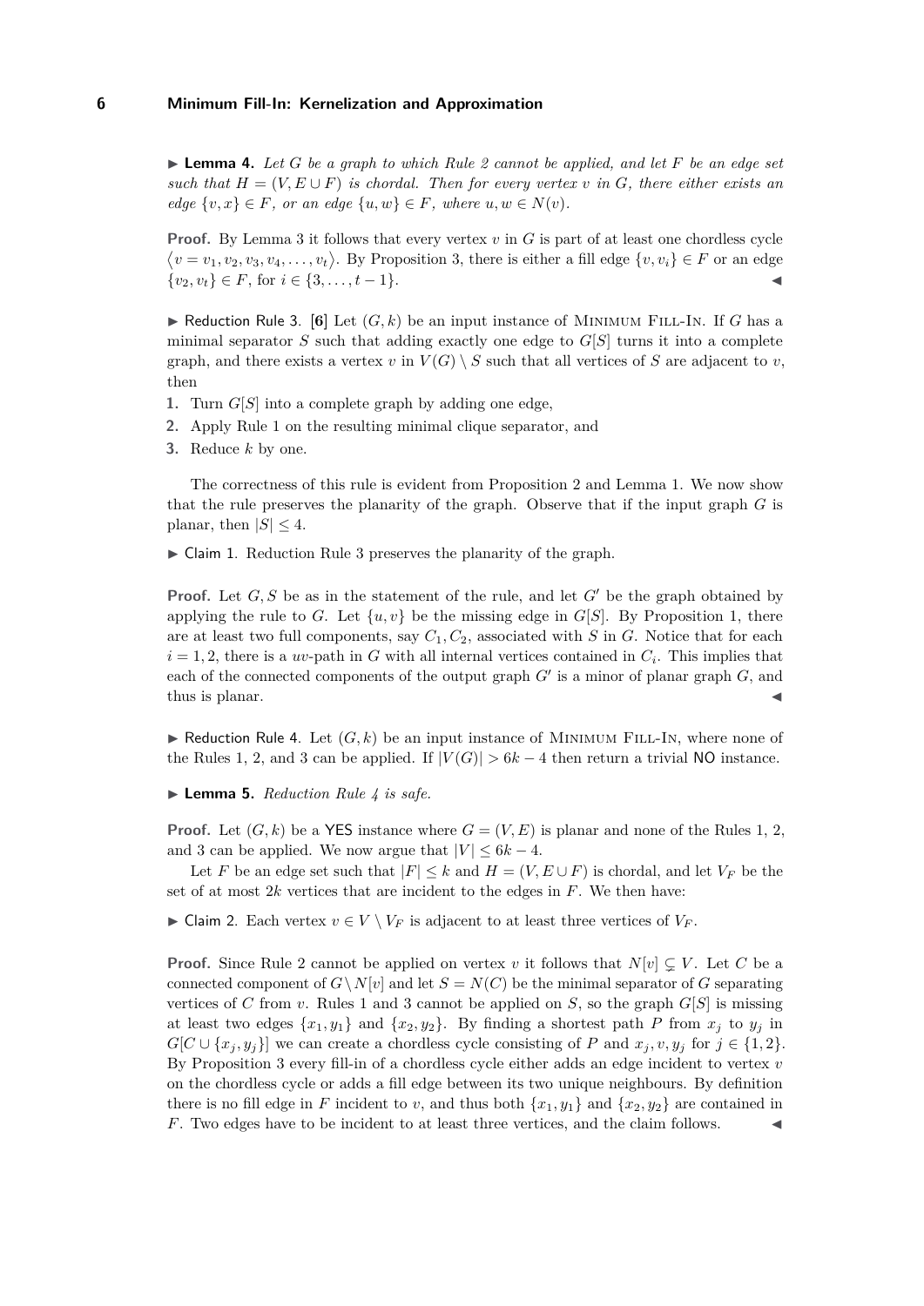▶ **Lemma 4.** *Let $G$ be a graph to which Rule 2 cannot be applied, and let $F$ be an edge set such that $H = (V, E \cup F)$ is chordal. Then for every vertex $v$ in $G$, there either exists an edge $\{v, x\} \in F$, or an edge $\{u, w\} \in F$, where $u, w \in N(v)$.*

**Proof.** By Lemma 3 it follows that every vertex $v$ in $G$ is part of at least one chordless cycle $\langle v = v_1, v_2, v_3, v_4, \ldots, v_t \rangle$. By Proposition 3, there is either a fill edge $\{v, v_i\} \in F$ or an edge $\{v_2, v_t\} \in F$, for $i \in \{3, \ldots, t-1\}$. ◀

▶ Reduction Rule 3. [6] Let $(G, k)$ be an input instance of Minimum Fill-In. If $G$ has a minimal separator $S$ such that adding exactly one edge to $G[S]$ turns it into a complete graph, and there exists a vertex $v$ in $V(G) \setminus S$ such that all vertices of $S$ are adjacent to $v$, then

1. Turn $G[S]$ into a complete graph by adding one edge,
2. Apply Rule 1 on the resulting minimal clique separator, and
3. Reduce $k$ by one.

The correctness of this rule is evident from Proposition 2 and Lemma 1. We now show that the rule preserves the planarity of the graph. Observe that if the input graph $G$ is planar, then $|S| \leq 4$.

▶ Claim 1. Reduction Rule 3 preserves the planarity of the graph.

**Proof.** Let $G, S$ be as in the statement of the rule, and let $G'$ be the graph obtained by applying the rule to $G$. Let $\{u, v\}$ be the missing edge in $G[S]$. By Proposition 1, there are at least two full components, say $C_1, C_2$, associated with $S$ in $G$. Notice that for each $i = 1, 2$, there is a $uv$-path in $G$ with all internal vertices contained in $C_i$. This implies that each of the connected components of the output graph $G'$ is a minor of planar graph $G$, and thus is planar. ◀

▶ Reduction Rule 4. Let $(G, k)$ be an input instance of Minimum Fill-In, where none of the Rules 1, 2, and 3 can be applied. If $|V(G)| > 6k - 4$ then return a trivial NO instance.

▶ **Lemma 5.** *Reduction Rule 4 is safe.*

**Proof.** Let $(G, k)$ be a YES instance where $G = (V, E)$ is planar and none of the Rules 1, 2, and 3 can be applied. We now argue that $|V| \leq 6k - 4$.

Let $F$ be an edge set such that $|F| \leq k$ and $H = (V, E \cup F)$ is chordal, and let $V_F$ be the set of at most $2k$ vertices that are incident to the edges in $F$. We then have:

▶ Claim 2. Each vertex $v \in V \setminus V_F$ is adjacent to at least three vertices of $V_F$.

**Proof.** Since Rule 2 cannot be applied on vertex $v$ it follows that $N[v] \subsetneq V$. Let $C$ be a connected component of $G \setminus N[v]$ and let $S = N(C)$ be the minimal separator of $G$ separating vertices of $C$ from $v$. Rules 1 and 3 cannot be applied on $S$, so the graph $G[S]$ is missing at least two edges $\{x_1, y_1\}$ and $\{x_2, y_2\}$. By finding a shortest path $P$ from $x_j$ to $y_j$ in $G[C \cup \{x_j, y_j\}]$ we can create a chordless cycle consisting of $P$ and $x_j, v, y_j$ for $j \in \{1, 2\}$. By Proposition 3 every fill-in of a chordless cycle either adds an edge incident to vertex $v$ on the chordless cycle or adds a fill edge between its two unique neighbours. By definition there is no fill edge in $F$ incident to $v$, and thus both $\{x_1, y_1\}$ and $\{x_2, y_2\}$ are contained in $F$. Two edges have to be incident to at least three vertices, and the claim follows. ◀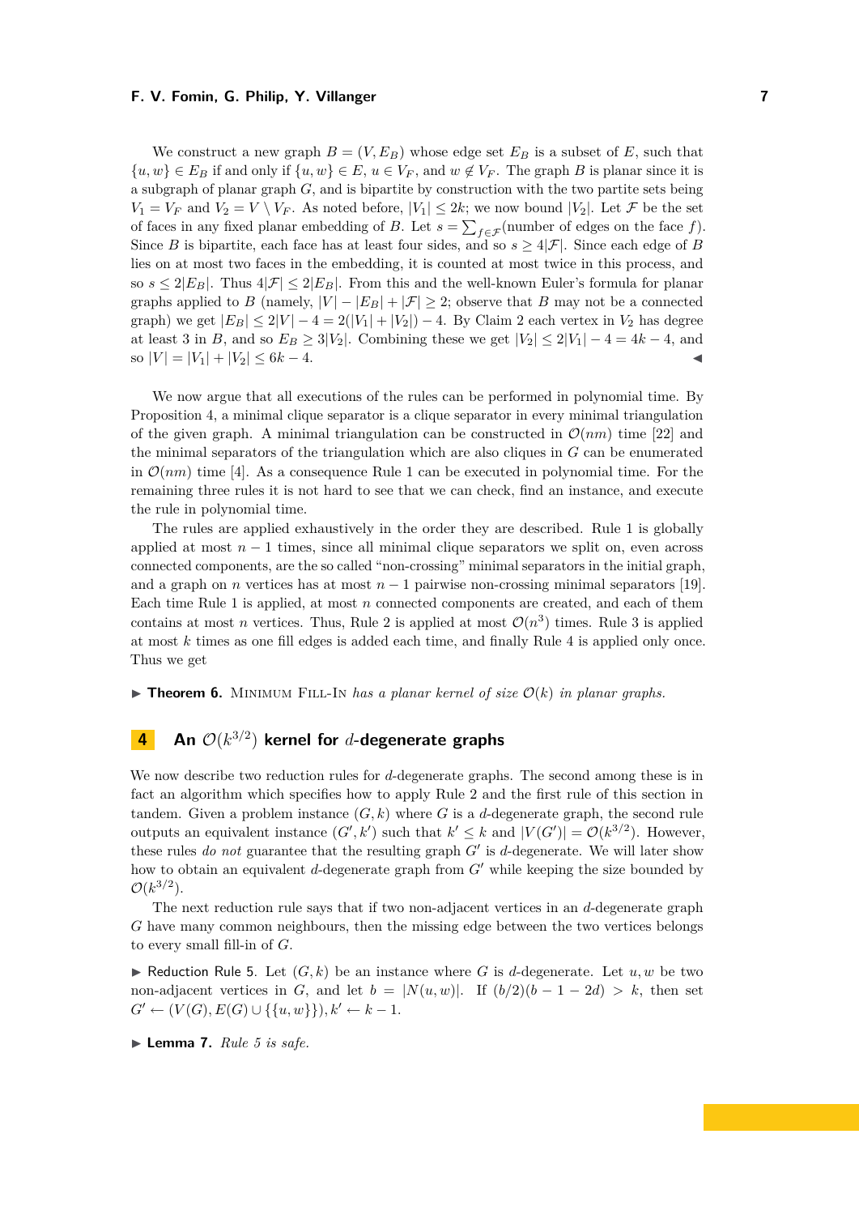We construct a new graph $B = (V, E_B)$ whose edge set $E_B$ is a subset of $E$, such that $\{u, w\} \in E_B$ if and only if $\{u, w\} \in E$, $u \in V_F$, and $w \notin V_F$. The graph $B$ is planar since it is a subgraph of planar graph $G$, and is bipartite by construction with the two partite sets being $V_1 = V_F$ and $V_2 = V \setminus V_F$. As noted before, $|V_1| \leq 2k$; we now bound $|V_2|$. Let $\mathcal{F}$ be the set of faces in any fixed planar embedding of $B$. Let $s = \sum_{f \in \mathcal{F}}$(number of edges on the face $f$). Since $B$ is bipartite, each face has at least four sides, and so $s \geq 4|\mathcal{F}|$. Since each edge of $B$ lies on at most two faces in the embedding, it is counted at most twice in this process, and so $s \leq 2|E_B|$. Thus $4|\mathcal{F}| \leq 2|E_B|$. From this and the well-known Euler's formula for planar graphs applied to $B$ (namely, $|V| - |E_B| + |\mathcal{F}| \geq 2$; observe that $B$ may not be a connected graph) we get $|E_B| \leq 2|V| - 4 = 2(|V_1| + |V_2|) - 4$. By Claim 2 each vertex in $V_2$ has degree at least 3 in $B$, and so $E_B \geq 3|V_2|$. Combining these we get $|V_2| \leq 2|V_1| - 4 = 4k - 4$, and so $|V| = |V_1| + |V_2| \leq 6k - 4$. ◀

We now argue that all executions of the rules can be performed in polynomial time. By Proposition 4, a minimal clique separator is a clique separator in every minimal triangulation of the given graph. A minimal triangulation can be constructed in $\mathcal{O}(nm)$ time [22] and the minimal separators of the triangulation which are also cliques in $G$ can be enumerated in $\mathcal{O}(nm)$ time [4]. As a consequence Rule 1 can be executed in polynomial time. For the remaining three rules it is not hard to see that we can check, find an instance, and execute the rule in polynomial time.

The rules are applied exhaustively in the order they are described. Rule 1 is globally applied at most $n - 1$ times, since all minimal clique separators we split on, even across connected components, are the so called "non-crossing" minimal separators in the initial graph, and a graph on $n$ vertices has at most $n - 1$ pairwise non-crossing minimal separators [19]. Each time Rule 1 is applied, at most $n$ connected components are created, and each of them contains at most $n$ vertices. Thus, Rule 2 is applied at most $\mathcal{O}(n^3)$ times. Rule 3 is applied at most $k$ times as one fill edges is added each time, and finally Rule 4 is applied only once. Thus we get

▶ **Theorem 6.** *Minimum Fill-In has a planar kernel of size $\mathcal{O}(k)$ in planar graphs.*

## 4 An $\mathcal{O}(k^{3/2})$ kernel for $d$-degenerate graphs

We now describe two reduction rules for $d$-degenerate graphs. The second among these is in fact an algorithm which specifies how to apply Rule 2 and the first rule of this section in tandem. Given a problem instance $(G, k)$ where $G$ is a $d$-degenerate graph, the second rule outputs an equivalent instance $(G', k')$ such that $k' \leq k$ and $|V(G')| = \mathcal{O}(k^{3/2})$. However, these rules *do not* guarantee that the resulting graph $G'$ is $d$-degenerate. We will later show how to obtain an equivalent $d$-degenerate graph from $G'$ while keeping the size bounded by $\mathcal{O}(k^{3/2})$.

The next reduction rule says that if two non-adjacent vertices in an $d$-degenerate graph $G$ have many common neighbours, then the missing edge between the two vertices belongs to every small fill-in of $G$.

▶ Reduction Rule 5. Let $(G, k)$ be an instance where $G$ is $d$-degenerate. Let $u, w$ be two non-adjacent vertices in $G$, and let $b = |N(u, w)|$. If $(b/2)(b - 1 - 2d) > k$, then set $G' \leftarrow (V(G), E(G) \cup \{\{u, w\}\}), k' \leftarrow k - 1$.

▶ **Lemma 7.** *Rule 5 is safe.*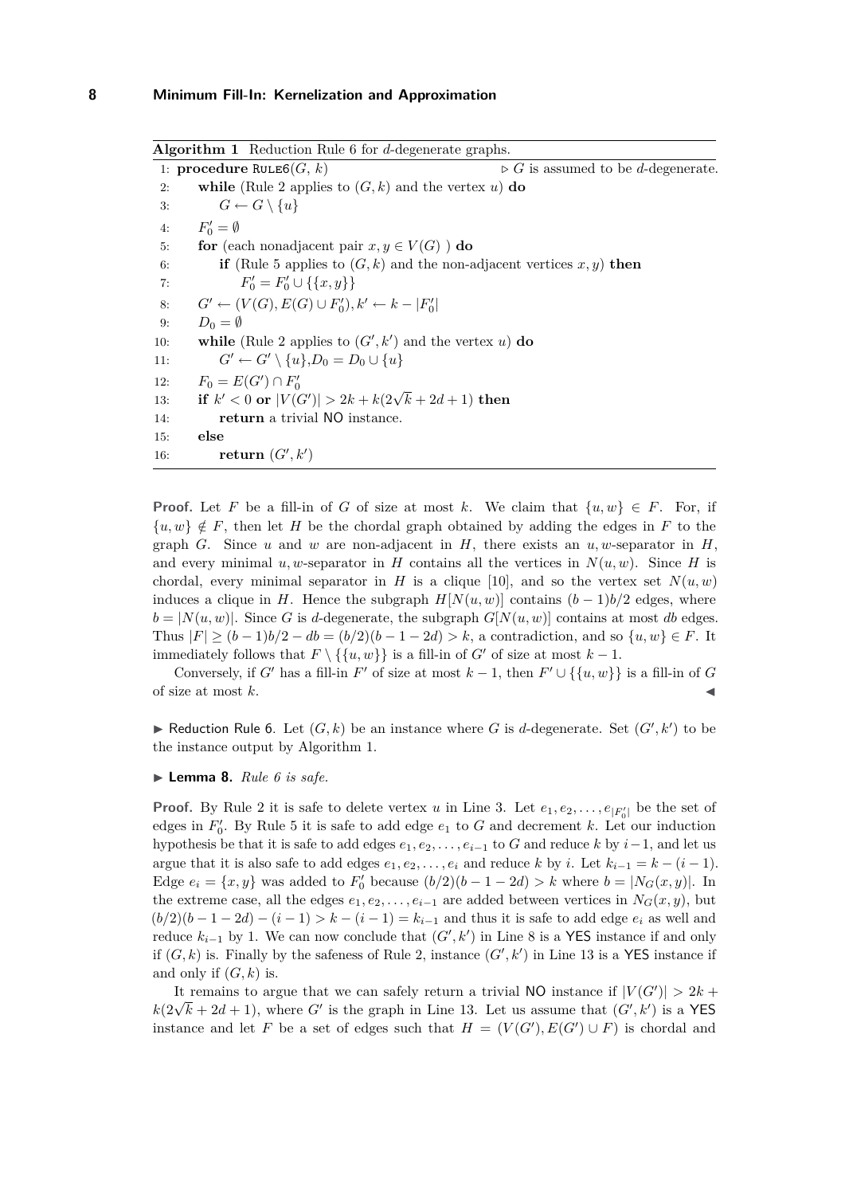**Algorithm 1** Reduction Rule 6 for $d$-degenerate graphs.

```
1: procedure RULE6(G, k)                          ▷ G is assumed to be d-degenerate.
2:     while (Rule 2 applies to (G, k) and the vertex u) do
3:         G ← G \ {u}
4:     F'_0 = ∅
5:     for (each nonadjacent pair x, y ∈ V(G) ) do
6:         if (Rule 5 applies to (G, k) and the non-adjacent vertices x, y) then
7:             F'_0 = F'_0 ∪ {{x, y}}
8:     G' ← (V(G), E(G) ∪ F'_0), k' ← k − |F'_0|
9:     D_0 = ∅
10:    while (Rule 2 applies to (G', k') and the vertex u) do
11:        G' ← G' \ {u}, D_0 = D_0 ∪ {u}
12:    F_0 = E(G') ∩ F'_0
13:    if k' < 0 or |V(G')| > 2k + k(2√k + 2d + 1) then
14:        return a trivial NO instance.
15:    else
16:        return (G', k')
```

**Proof.** Let $F$ be a fill-in of $G$ of size at most $k$. We claim that $\{u,w\} \in F$. For, if $\{u,w\} \notin F$, then let $H$ be the chordal graph obtained by adding the edges in $F$ to the graph $G$. Since $u$ and $w$ are non-adjacent in $H$, there exists an $u,w$-separator in $H$, and every minimal $u,w$-separator in $H$ contains all the vertices in $N(u,w)$. Since $H$ is chordal, every minimal separator in $H$ is a clique [10], and so the vertex set $N(u,w)$ induces a clique in $H$. Hence the subgraph $H[N(u,w)]$ contains $(b-1)b/2$ edges, where $b = |N(u,w)|$. Since $G$ is $d$-degenerate, the subgraph $G[N(u,w)]$ contains at most $db$ edges. Thus $|F| \geq (b-1)b/2 - db = (b/2)(b-1-2d) > k$, a contradiction, and so $\{u,w\} \in F$. It immediately follows that $F \setminus \{\{u,w\}\}$ is a fill-in of $G'$ of size at most $k-1$.

Conversely, if $G'$ has a fill-in $F'$ of size at most $k-1$, then $F' \cup \{\{u,w\}\}$ is a fill-in of $G$ of size at most $k$. ◀

▶ Reduction Rule 6. Let $(G,k)$ be an instance where $G$ is $d$-degenerate. Set $(G',k')$ to be the instance output by Algorithm 1.

▶ **Lemma 8.** *Rule 6 is safe.*

**Proof.** By Rule 2 it is safe to delete vertex $u$ in Line 3. Let $e_1, e_2, \ldots, e_{|F'_0|}$ be the set of edges in $F'_0$. By Rule 5 it is safe to add edge $e_1$ to $G$ and decrement $k$. Let our induction hypothesis be that it is safe to add edges $e_1, e_2, \ldots, e_{i-1}$ to $G$ and reduce $k$ by $i-1$, and let us argue that it is also safe to add edges $e_1, e_2, \ldots, e_i$ and reduce $k$ by $i$. Let $k_{i-1} = k-(i-1)$. Edge $e_i = \{x,y\}$ was added to $F'_0$ because $(b/2)(b-1-2d) > k$ where $b = |N_G(x,y)|$. In the extreme case, all the edges $e_1, e_2, \ldots, e_{i-1}$ are added between vertices in $N_G(x,y)$, but $(b/2)(b-1-2d) - (i-1) > k-(i-1) = k_{i-1}$ and thus it is safe to add edge $e_i$ as well and reduce $k_{i-1}$ by 1. We can now conclude that $(G',k')$ in Line 8 is a YES instance if and only if $(G,k)$ is. Finally by the safeness of Rule 2, instance $(G',k')$ in Line 13 is a YES instance if and only if $(G,k)$ is.

It remains to argue that we can safely return a trivial NO instance if $|V(G')| > 2k + k(2\sqrt{k} + 2d + 1)$, where $G'$ is the graph in Line 13. Let us assume that $(G',k')$ is a YES instance and let $F$ be a set of edges such that $H = (V(G'), E(G') \cup F)$ is chordal and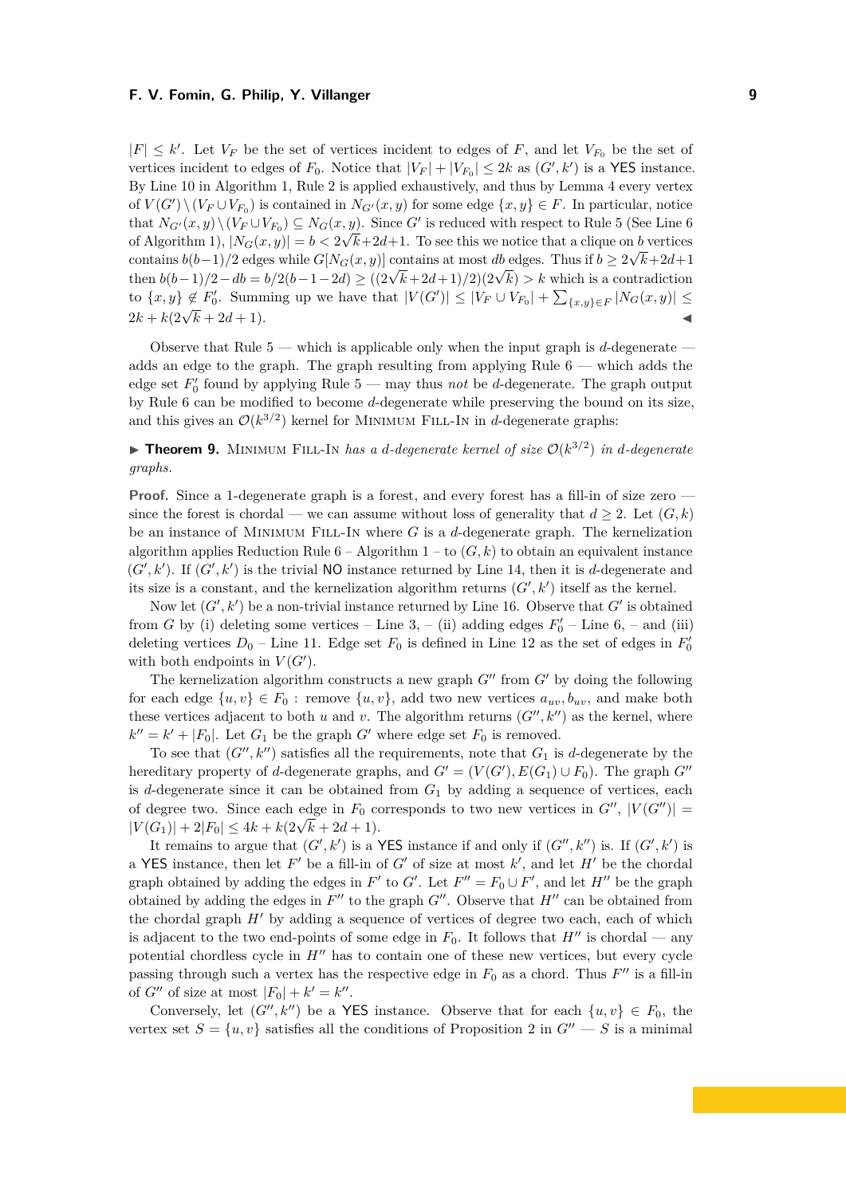$|F| \leq k'$. Let $V_F$ be the set of vertices incident to edges of $F$, and let $V_{F_0}$ be the set of vertices incident to edges of $F_0$. Notice that $|V_F| + |V_{F_0}| \leq 2k$ as $(G', k')$ is a YES instance. By Line 10 in Algorithm 1, Rule 2 is applied exhaustively, and thus by Lemma 4 every vertex of $V(G') \setminus (V_F \cup V_{F_0})$ is contained in $N_{G'}(x, y)$ for some edge $\{x, y\} \in F$. In particular, notice that $N_{G'}(x, y) \setminus (V_F \cup V_{F_0}) \subseteq N_G(x, y)$. Since $G'$ is reduced with respect to Rule 5 (See Line 6 of Algorithm 1), $|N_G(x, y)| = b < 2\sqrt{k}+2d+1$. To see this we notice that a clique on $b$ vertices contains $b(b-1)/2$ edges while $G[N_G(x, y)]$ contains at most $db$ edges. Thus if $b \geq 2\sqrt{k}+2d+1$ then $b(b-1)/2 - db = b/2(b-1-2d) \geq ((2\sqrt{k}+2d+1)/2)(2\sqrt{k}) > k$ which is a contradiction to $\{x, y\} \notin F'_0$. Summing up we have that $|V(G')| \leq |V_F \cup V_{F_0}| + \sum_{\{x,y\} \in F} |N_G(x, y)| \leq 2k + k(2\sqrt{k} + 2d + 1)$. ◀

Observe that Rule 5 — which is applicable only when the input graph is $d$-degenerate — adds an edge to the graph. The graph resulting from applying Rule 6 — which adds the edge set $F'_0$ found by applying Rule 5 — may thus *not* be $d$-degenerate. The graph output by Rule 6 can be modified to become $d$-degenerate while preserving the bound on its size, and this gives an $\mathcal{O}(k^{3/2})$ kernel for Minimum Fill-In in $d$-degenerate graphs:

▶ **Theorem 9.** *Minimum Fill-In has a $d$-degenerate kernel of size $\mathcal{O}(k^{3/2})$ in $d$-degenerate graphs.*

**Proof.** Since a 1-degenerate graph is a forest, and every forest has a fill-in of size zero — since the forest is chordal — we can assume without loss of generality that $d \geq 2$. Let $(G, k)$ be an instance of Minimum Fill-In where $G$ is a $d$-degenerate graph. The kernelization algorithm applies Reduction Rule 6 – Algorithm 1 – to $(G, k)$ to obtain an equivalent instance $(G', k')$. If $(G', k')$ is the trivial NO instance returned by Line 14, then it is $d$-degenerate and its size is a constant, and the kernelization algorithm returns $(G', k')$ itself as the kernel.

Now let $(G', k')$ be a non-trivial instance returned by Line 16. Observe that $G'$ is obtained from $G$ by (i) deleting some vertices – Line 3, – (ii) adding edges $F'_0$ – Line 6, – and (iii) deleting vertices $D_0$ – Line 11. Edge set $F_0$ is defined in Line 12 as the set of edges in $F'_0$ with both endpoints in $V(G')$.

The kernelization algorithm constructs a new graph $G''$ from $G'$ by doing the following for each edge $\{u, v\} \in F_0$ : remove $\{u, v\}$, add two new vertices $a_{uv}, b_{uv}$, and make both these vertices adjacent to both $u$ and $v$. The algorithm returns $(G'', k'')$ as the kernel, where $k'' = k' + |F_0|$. Let $G_1$ be the graph $G'$ where edge set $F_0$ is removed.

To see that $(G'', k'')$ satisfies all the requirements, note that $G_1$ is $d$-degenerate by the hereditary property of $d$-degenerate graphs, and $G' = (V(G'), E(G_1) \cup F_0)$. The graph $G''$ is $d$-degenerate since it can be obtained from $G_1$ by adding a sequence of vertices, each of degree two. Since each edge in $F_0$ corresponds to two new vertices in $G''$, $|V(G'')| = |V(G_1)| + 2|F_0| \leq 4k + k(2\sqrt{k} + 2d + 1)$.

It remains to argue that $(G', k')$ is a YES instance if and only if $(G'', k'')$ is. If $(G', k')$ is a YES instance, then let $F'$ be a fill-in of $G'$ of size at most $k'$, and let $H'$ be the chordal graph obtained by adding the edges in $F'$ to $G'$. Let $F'' = F_0 \cup F'$, and let $H''$ be the graph obtained by adding the edges in $F''$ to the graph $G''$. Observe that $H''$ can be obtained from the chordal graph $H'$ by adding a sequence of vertices of degree two each, each of which is adjacent to the two end-points of some edge in $F_0$. It follows that $H''$ is chordal — any potential chordless cycle in $H''$ has to contain one of these new vertices, but every cycle passing through such a vertex has the respective edge in $F_0$ as a chord. Thus $F''$ is a fill-in of $G''$ of size at most $|F_0| + k' = k''$.

Conversely, let $(G'', k'')$ be a YES instance. Observe that for each $\{u, v\} \in F_0$, the vertex set $S = \{u, v\}$ satisfies all the conditions of Proposition 2 in $G''$ — $S$ is a minimal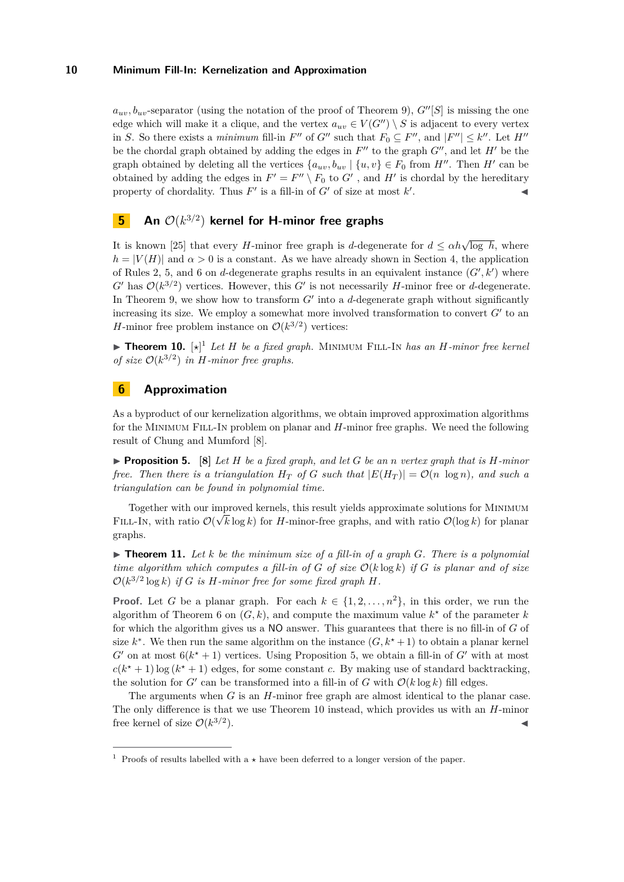$a_{uv}, b_{uv}$-separator (using the notation of the proof of Theorem 9), $G''[S]$ is missing the one edge which will make it a clique, and the vertex $a_{uv} \in V(G'') \setminus S$ is adjacent to every vertex in $S$. So there exists a *minimum* fill-in $F''$ of $G''$ such that $F_0 \subseteq F''$, and $|F''| \leq k''$. Let $H''$ be the chordal graph obtained by adding the edges in $F''$ to the graph $G''$, and let $H'$ be the graph obtained by deleting all the vertices $\{a_{uv}, b_{uv} \mid \{u, v\} \in F_0$ from $H''$. Then $H'$ can be obtained by adding the edges in $F' = F'' \setminus F_0$ to $G'$ , and $H'$ is chordal by the hereditary property of chordality. Thus $F'$ is a fill-in of $G'$ of size at most $k'$. ◀

## 5 An $\mathcal{O}(k^{3/2})$ kernel for H-minor free graphs

It is known [25] that every $H$-minor free graph is $d$-degenerate for $d \leq \alpha h \sqrt{\log h}$, where $h = |V(H)|$ and $\alpha > 0$ is a constant. As we have already shown in Section 4, the application of Rules 2, 5, and 6 on $d$-degenerate graphs results in an equivalent instance $(G', k')$ where $G'$ has $\mathcal{O}(k^{3/2})$ vertices. However, this $G'$ is not necessarily $H$-minor free or $d$-degenerate. In Theorem 9, we show how to transform $G'$ into a $d$-degenerate graph without significantly increasing its size. We employ a somewhat more involved transformation to convert $G'$ to an $H$-minor free problem instance on $\mathcal{O}(k^{3/2})$ vertices:

▶ **Theorem 10.** [⋆][1] *Let $H$ be a fixed graph.* Minimum Fill-In *has an $H$-minor free kernel of size $\mathcal{O}(k^{3/2})$ in $H$-minor free graphs.*

## 6 Approximation

As a byproduct of our kernelization algorithms, we obtain improved approximation algorithms for the Minimum Fill-In problem on planar and $H$-minor free graphs. We need the following result of Chung and Mumford [8].

▶ **Proposition 5.** [8] *Let $H$ be a fixed graph, and let $G$ be an $n$ vertex graph that is $H$-minor free. Then there is a triangulation $H_T$ of $G$ such that $|E(H_T)| = \mathcal{O}(n \ \log n)$, and such a triangulation can be found in polynomial time.*

Together with our improved kernels, this result yields approximate solutions for Minimum Fill-In, with ratio $\mathcal{O}(\sqrt{k} \log k)$ for $H$-minor-free graphs, and with ratio $\mathcal{O}(\log k)$ for planar graphs.

▶ **Theorem 11.** *Let $k$ be the minimum size of a fill-in of a graph $G$. There is a polynomial time algorithm which computes a fill-in of $G$ of size $\mathcal{O}(k \log k)$ if $G$ is planar and of size $\mathcal{O}(k^{3/2} \log k)$ if $G$ is $H$-minor free for some fixed graph $H$.*

**Proof.** Let $G$ be a planar graph. For each $k \in \{1, 2, \ldots, n^2\}$, in this order, we run the algorithm of Theorem 6 on $(G, k)$, and compute the maximum value $k^\star$ of the parameter $k$ for which the algorithm gives us a NO answer. This guarantees that there is no fill-in of $G$ of size $k^*$. We then run the same algorithm on the instance $(G, k^\star + 1)$ to obtain a planar kernel $G'$ on at most $6(k^\star + 1)$ vertices. Using Proposition 5, we obtain a fill-in of $G'$ with at most $c(k^\star + 1) \log (k^\star + 1)$ edges, for some constant $c$. By making use of standard backtracking, the solution for $G'$ can be transformed into a fill-in of $G$ with $\mathcal{O}(k \log k)$ fill edges.

The arguments when $G$ is an $H$-minor free graph are almost identical to the planar case. The only difference is that we use Theorem 10 instead, which provides us with an $H$-minor free kernel of size $\mathcal{O}(k^{3/2})$. ◀

[1] Proofs of results labelled with a ⋆ have been deferred to a longer version of the paper.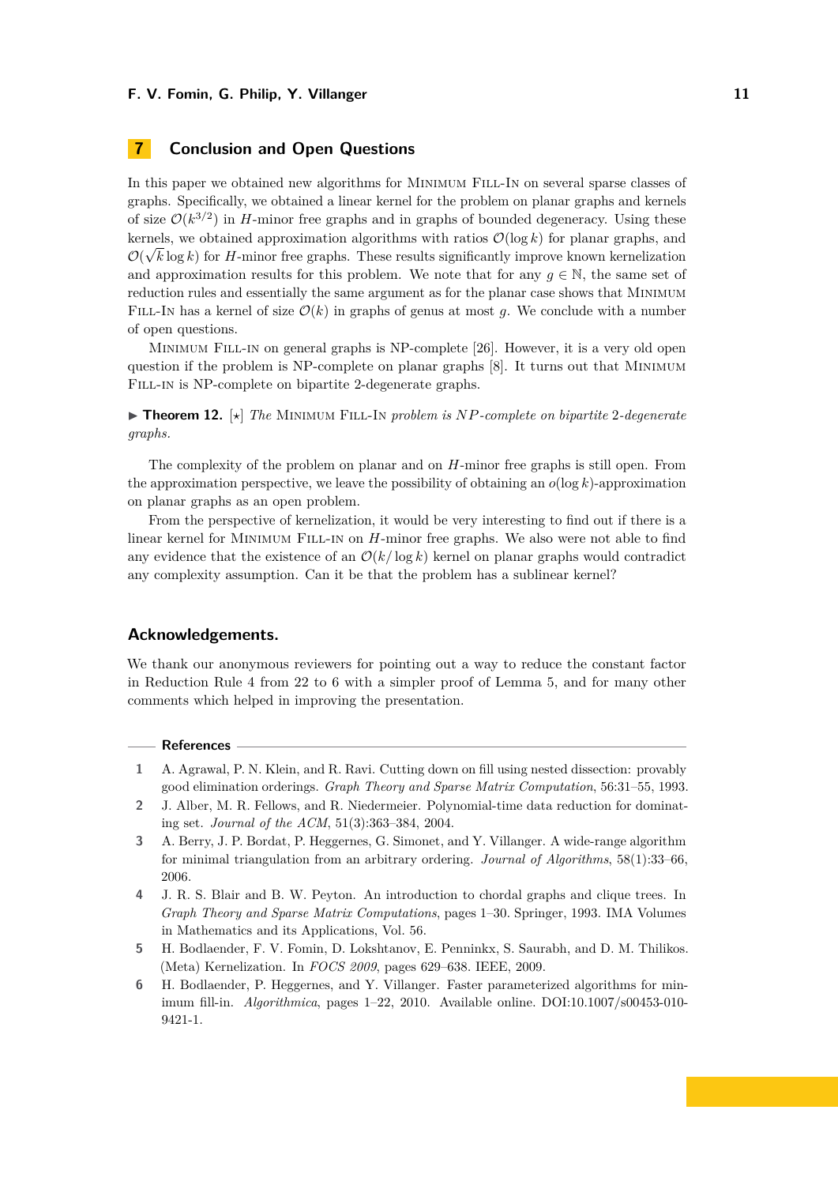## 7 Conclusion and Open Questions

In this paper we obtained new algorithms for Minimum Fill-In on several sparse classes of graphs. Specifically, we obtained a linear kernel for the problem on planar graphs and kernels of size $\mathcal{O}(k^{3/2})$ in $H$-minor free graphs and in graphs of bounded degeneracy. Using these kernels, we obtained approximation algorithms with ratios $\mathcal{O}(\log k)$ for planar graphs, and $\mathcal{O}(\sqrt{k}\log k)$ for $H$-minor free graphs. These results significantly improve known kernelization and approximation results for this problem. We note that for any $g \in \mathbb{N}$, the same set of reduction rules and essentially the same argument as for the planar case shows that Minimum Fill-In has a kernel of size $\mathcal{O}(k)$ in graphs of genus at most $g$. We conclude with a number of open questions.

Minimum Fill-in on general graphs is NP-complete [26]. However, it is a very old open question if the problem is NP-complete on planar graphs [8]. It turns out that Minimum Fill-in is NP-complete on bipartite 2-degenerate graphs.

▶ **Theorem 12.** [⋆] *The* Minimum Fill-In *problem is* $NP$*-complete on bipartite* 2*-degenerate graphs.*

The complexity of the problem on planar and on $H$-minor free graphs is still open. From the approximation perspective, we leave the possibility of obtaining an $o(\log k)$-approximation on planar graphs as an open problem.

From the perspective of kernelization, it would be very interesting to find out if there is a linear kernel for Minimum Fill-in on $H$-minor free graphs. We also were not able to find any evidence that the existence of an $\mathcal{O}(k/\log k)$ kernel on planar graphs would contradict any complexity assumption. Can it be that the problem has a sublinear kernel?

### Acknowledgements.

We thank our anonymous reviewers for pointing out a way to reduce the constant factor in Reduction Rule 4 from 22 to 6 with a simpler proof of Lemma 5, and for many other comments which helped in improving the presentation.

### References

1. A. Agrawal, P. N. Klein, and R. Ravi. Cutting down on fill using nested dissection: provably good elimination orderings. *Graph Theory and Sparse Matrix Computation*, 56:31–55, 1993.
2. J. Alber, M. R. Fellows, and R. Niedermeier. Polynomial-time data reduction for dominating set. *Journal of the ACM*, 51(3):363–384, 2004.
3. A. Berry, J. P. Bordat, P. Heggernes, G. Simonet, and Y. Villanger. A wide-range algorithm for minimal triangulation from an arbitrary ordering. *Journal of Algorithms*, 58(1):33–66, 2006.
4. J. R. S. Blair and B. W. Peyton. An introduction to chordal graphs and clique trees. In *Graph Theory and Sparse Matrix Computations*, pages 1–30. Springer, 1993. IMA Volumes in Mathematics and its Applications, Vol. 56.
5. H. Bodlaender, F. V. Fomin, D. Lokshtanov, E. Penninkx, S. Saurabh, and D. M. Thilikos. (Meta) Kernelization. In *FOCS 2009*, pages 629–638. IEEE, 2009.
6. H. Bodlaender, P. Heggernes, and Y. Villanger. Faster parameterized algorithms for minimum fill-in. *Algorithmica*, pages 1–22, 2010. Available online. DOI:10.1007/s00453-010-9421-1.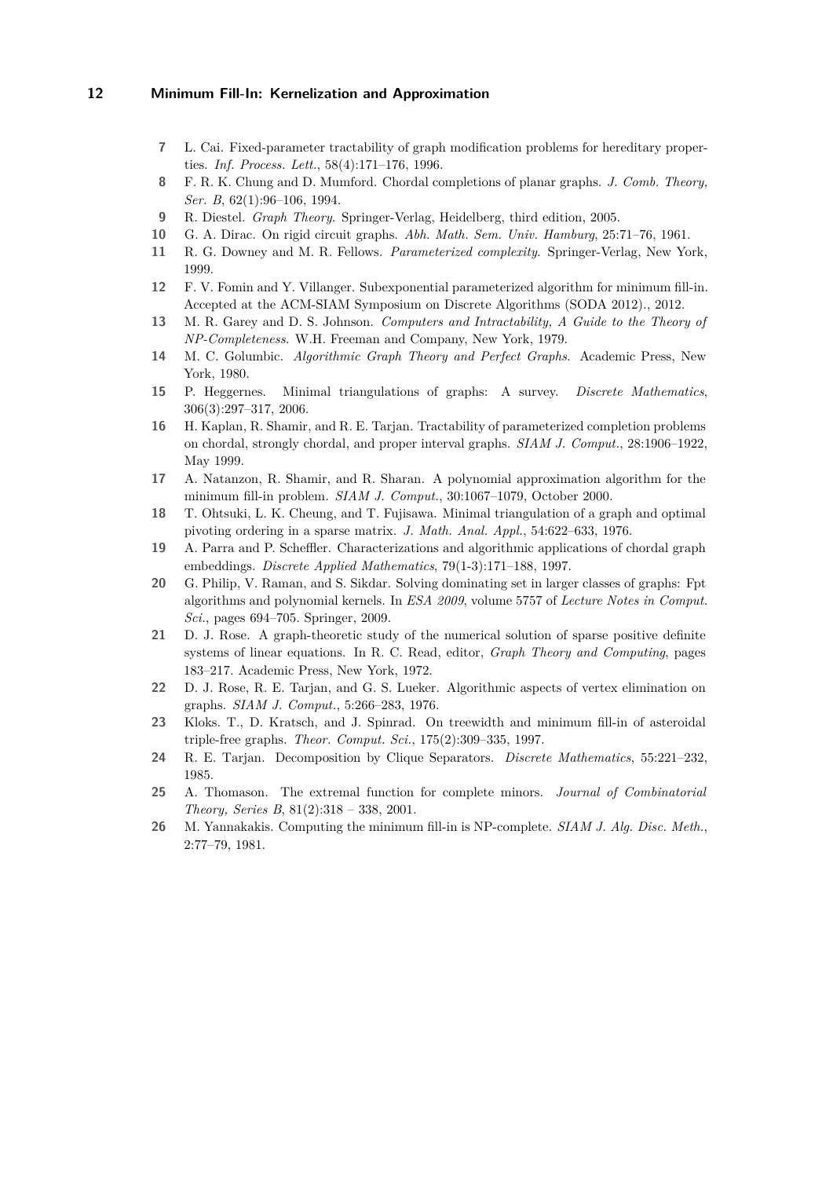7 L. Cai. Fixed-parameter tractability of graph modification problems for hereditary properties. *Inf. Process. Lett.*, 58(4):171–176, 1996.

8 F. R. K. Chung and D. Mumford. Chordal completions of planar graphs. *J. Comb. Theory, Ser. B*, 62(1):96–106, 1994.

9 R. Diestel. *Graph Theory.* Springer-Verlag, Heidelberg, third edition, 2005.

10 G. A. Dirac. On rigid circuit graphs. *Abh. Math. Sem. Univ. Hamburg*, 25:71–76, 1961.

11 R. G. Downey and M. R. Fellows. *Parameterized complexity.* Springer-Verlag, New York, 1999.

12 F. V. Fomin and Y. Villanger. Subexponential parameterized algorithm for minimum fill-in. Accepted at the ACM-SIAM Symposium on Discrete Algorithms (SODA 2012)., 2012.

13 M. R. Garey and D. S. Johnson. *Computers and Intractability, A Guide to the Theory of NP-Completeness.* W.H. Freeman and Company, New York, 1979.

14 M. C. Golumbic. *Algorithmic Graph Theory and Perfect Graphs.* Academic Press, New York, 1980.

15 P. Heggernes. Minimal triangulations of graphs: A survey. *Discrete Mathematics*, 306(3):297–317, 2006.

16 H. Kaplan, R. Shamir, and R. E. Tarjan. Tractability of parameterized completion problems on chordal, strongly chordal, and proper interval graphs. *SIAM J. Comput.*, 28:1906–1922, May 1999.

17 A. Natanzon, R. Shamir, and R. Sharan. A polynomial approximation algorithm for the minimum fill-in problem. *SIAM J. Comput.*, 30:1067–1079, October 2000.

18 T. Ohtsuki, L. K. Cheung, and T. Fujisawa. Minimal triangulation of a graph and optimal pivoting ordering in a sparse matrix. *J. Math. Anal. Appl.*, 54:622–633, 1976.

19 A. Parra and P. Scheffler. Characterizations and algorithmic applications of chordal graph embeddings. *Discrete Applied Mathematics*, 79(1-3):171–188, 1997.

20 G. Philip, V. Raman, and S. Sikdar. Solving dominating set in larger classes of graphs: Fpt algorithms and polynomial kernels. In *ESA 2009*, volume 5757 of *Lecture Notes in Comput. Sci.*, pages 694–705. Springer, 2009.

21 D. J. Rose. A graph-theoretic study of the numerical solution of sparse positive definite systems of linear equations. In R. C. Read, editor, *Graph Theory and Computing*, pages 183–217. Academic Press, New York, 1972.

22 D. J. Rose, R. E. Tarjan, and G. S. Lueker. Algorithmic aspects of vertex elimination on graphs. *SIAM J. Comput.*, 5:266–283, 1976.

23 Kloks. T., D. Kratsch, and J. Spinrad. On treewidth and minimum fill-in of asteroidal triple-free graphs. *Theor. Comput. Sci.*, 175(2):309–335, 1997.

24 R. E. Tarjan. Decomposition by Clique Separators. *Discrete Mathematics*, 55:221–232, 1985.

25 A. Thomason. The extremal function for complete minors. *Journal of Combinatorial Theory, Series B*, 81(2):318 – 338, 2001.

26 M. Yannakakis. Computing the minimum fill-in is NP-complete. *SIAM J. Alg. Disc. Meth.*, 2:77–79, 1981.